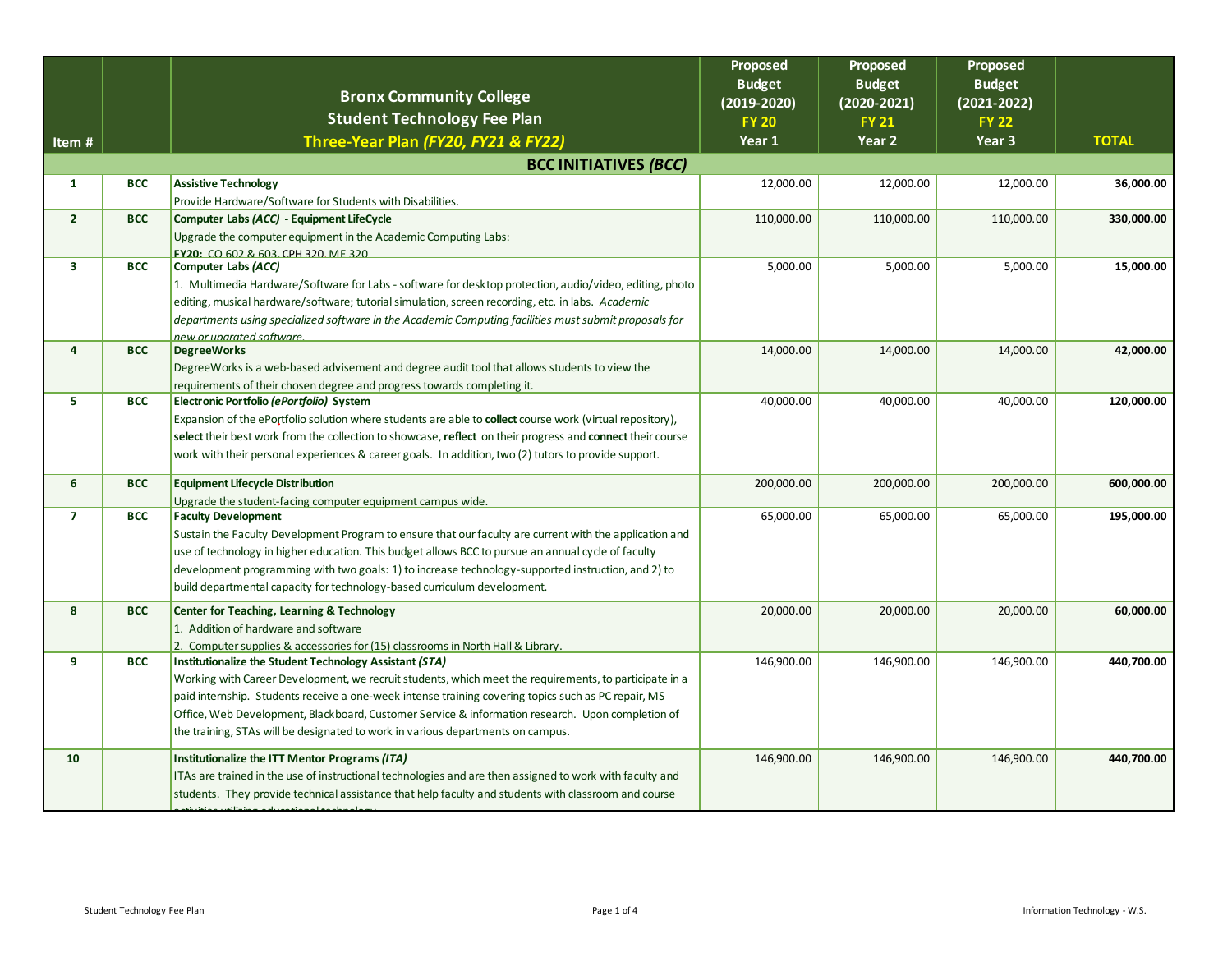| Item # | | Bronx Community College<br>Student Technology Fee Plan<br>Three-Year Plan *(FY20, FY21 & FY22)* | Proposed Budget (2019-2020) FY 20 Year 1 | Proposed Budget (2020-2021) FY 21 Year 2 | Proposed Budget (2021-2022) FY 22 Year 3 | TOTAL |
|---|---|---|---|---|---|---|
| | | **BCC INITIATIVES *(BCC)*** | | | | |
| 1 | BCC | **Assistive Technology**<br>Provide Hardware/Software for Students with Disabilities. | 12,000.00 | 12,000.00 | 12,000.00 | **36,000.00** |
| 2 | BCC | **Computer Labs *(ACC)* - Equipment LifeCycle**<br>Upgrade the computer equipment in the Academic Computing Labs:<br>**FY20:** CO 602 & 603, CPH 320, ME 320 | 110,000.00 | 110,000.00 | 110,000.00 | **330,000.00** |
| 3 | BCC | **Computer Labs *(ACC)***<br>1. Multimedia Hardware/Software for Labs - software for desktop protection, audio/video, editing, photo editing, musical hardware/software; tutorial simulation, screen recording, etc. in labs. *Academic departments using specialized software in the Academic Computing facilities must submit proposals for new or upgrated software.* | 5,000.00 | 5,000.00 | 5,000.00 | **15,000.00** |
| 4 | BCC | **DegreeWorks**<br>DegreeWorks is a web-based advisement and degree audit tool that allows students to view the requirements of their chosen degree and progress towards completing it. | 14,000.00 | 14,000.00 | 14,000.00 | **42,000.00** |
| 5 | BCC | **Electronic Portfolio *(ePortfolio)* System**<br>Expansion of the ePortfolio solution where students are able to **collect** course work (virtual repository), **select** their best work from the collection to showcase, **reflect** on their progress and **connect** their course work with their personal experiences & career goals. In addition, two (2) tutors to provide support. | 40,000.00 | 40,000.00 | 40,000.00 | **120,000.00** |
| 6 | BCC | **Equipment Lifecycle Distribution**<br>Upgrade the student-facing computer equipment campus wide. | 200,000.00 | 200,000.00 | 200,000.00 | **600,000.00** |
| 7 | BCC | **Faculty Development**<br>Sustain the Faculty Development Program to ensure that our faculty are current with the application and use of technology in higher education. This budget allows BCC to pursue an annual cycle of faculty development programming with two goals: 1) to increase technology-supported instruction, and 2) to build departmental capacity for technology-based curriculum development. | 65,000.00 | 65,000.00 | 65,000.00 | **195,000.00** |
| 8 | BCC | **Center for Teaching, Learning & Technology**<br>1. Addition of hardware and software<br>2. Computer supplies & accessories for (15) classrooms in North Hall & Library. | 20,000.00 | 20,000.00 | 20,000.00 | **60,000.00** |
| 9 | BCC | **Institutionalize the Student Technology Assistant *(STA)***<br>Working with Career Development, we recruit students, which meet the requirements, to participate in a paid internship. Students receive a one-week intense training covering topics such as PC repair, MS Office, Web Development, Blackboard, Customer Service & information research. Upon completion of the training, STAs will be designated to work in various departments on campus. | 146,900.00 | 146,900.00 | 146,900.00 | **440,700.00** |
| 10 | | **Institutionalize the ITT Mentor Programs *(ITA)***<br>ITAs are trained in the use of instructional technologies and are then assigned to work with faculty and students. They provide technical assistance that help faculty and students with classroom and course activities utilizing educational technology. | 146,900.00 | 146,900.00 | 146,900.00 | **440,700.00** |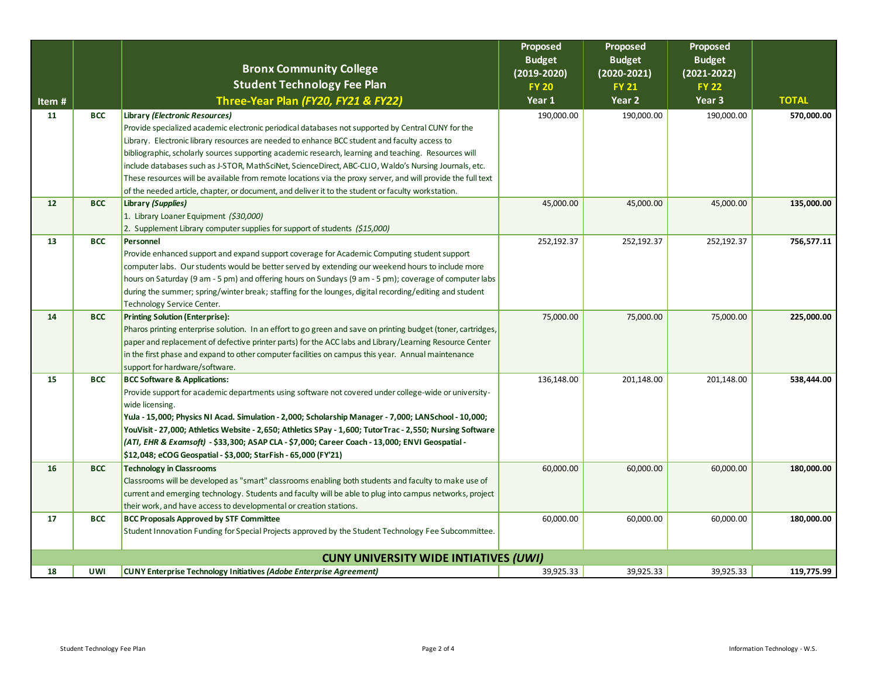| Item # | | Bronx Community College<br>Student Technology Fee Plan<br>Three-Year Plan *(FY20, FY21 & FY22)* | Proposed Budget (2019-2020) FY 20 Year 1 | Proposed Budget (2020-2021) FY 21 Year 2 | Proposed Budget (2021-2022) FY 22 Year 3 | TOTAL |
|---|---|---|---|---|---|---|
| 11 | BCC | **Library *(Electronic Resources)*** Provide specialized academic electronic periodical databases not supported by Central CUNY for the Library. Electronic library resources are needed to enhance BCC student and faculty access to bibliographic, scholarly sources supporting academic research, learning and teaching. Resources will include databases such as J-STOR, MathSciNet, ScienceDirect, ABC-CLIO, Waldo's Nursing Journals, etc. These resources will be available from remote locations via the proxy server, and will provide the full text of the needed article, chapter, or document, and deliver it to the student or faculty workstation. | 190,000.00 | 190,000.00 | 190,000.00 | **570,000.00** |
| 12 | BCC | **Library *(Supplies)*** 1. Library Loaner Equipment *($30,000)* 2. Supplement Library computer supplies for support of students *($15,000)* | 45,000.00 | 45,000.00 | 45,000.00 | **135,000.00** |
| 13 | BCC | **Personnel** Provide enhanced support and expand support coverage for Academic Computing student support computer labs. Our students would be better served by extending our weekend hours to include more hours on Saturday (9 am - 5 pm) and offering hours on Sundays (9 am - 5 pm); coverage of computer labs during the summer; spring/winter break; staffing for the lounges, digital recording/editing and student Technology Service Center. | 252,192.37 | 252,192.37 | 252,192.37 | **756,577.11** |
| 14 | BCC | **Printing Solution (Enterprise):** Pharos printing enterprise solution. In an effort to go green and save on printing budget (toner, cartridges, paper and replacement of defective printer parts) for the ACC labs and Library/Learning Resource Center in the first phase and expand to other computer facilities on campus this year. Annual maintenance support for hardware/software. | 75,000.00 | 75,000.00 | 75,000.00 | **225,000.00** |
| 15 | BCC | **BCC Software & Applications:** Provide support for academic departments using software not covered under college-wide or university-wide licensing. **YuJa - 15,000; Physics NI Acad. Simulation - 2,000; Scholarship Manager - 7,000; LANSchool - 10,000; YouVisit - 27,000; Athletics Website - 2,650; Athletics SPay - 1,600; TutorTrac - 2,550; Nursing Software *(ATI, EHR & Examsoft)* - $33,300; ASAP CLA - $7,000; Career Coach - 13,000; ENVI Geospatial - $12,048; eCOG Geospatial - $3,000; StarFish - 65,000 (FY'21)** | 136,148.00 | 201,148.00 | 201,148.00 | **538,444.00** |
| 16 | BCC | **Technology in Classrooms** Classrooms will be developed as "smart" classrooms enabling both students and faculty to make use of current and emerging technology. Students and faculty will be able to plug into campus networks, project their work, and have access to developmental or creation stations. | 60,000.00 | 60,000.00 | 60,000.00 | **180,000.00** |
| 17 | BCC | **BCC Proposals Approved by STF Committee** Student Innovation Funding for Special Projects approved by the Student Technology Fee Subcommittee. | 60,000.00 | 60,000.00 | 60,000.00 | **180,000.00** |
| | | **CUNY UNIVERSITY WIDE INTIATIVES *(UWI)*** | | | | |
| 18 | UWI | **CUNY Enterprise Technology Initiatives *(Adobe Enterprise Agreement)*** | 39,925.33 | 39,925.33 | 39,925.33 | **119,775.99** |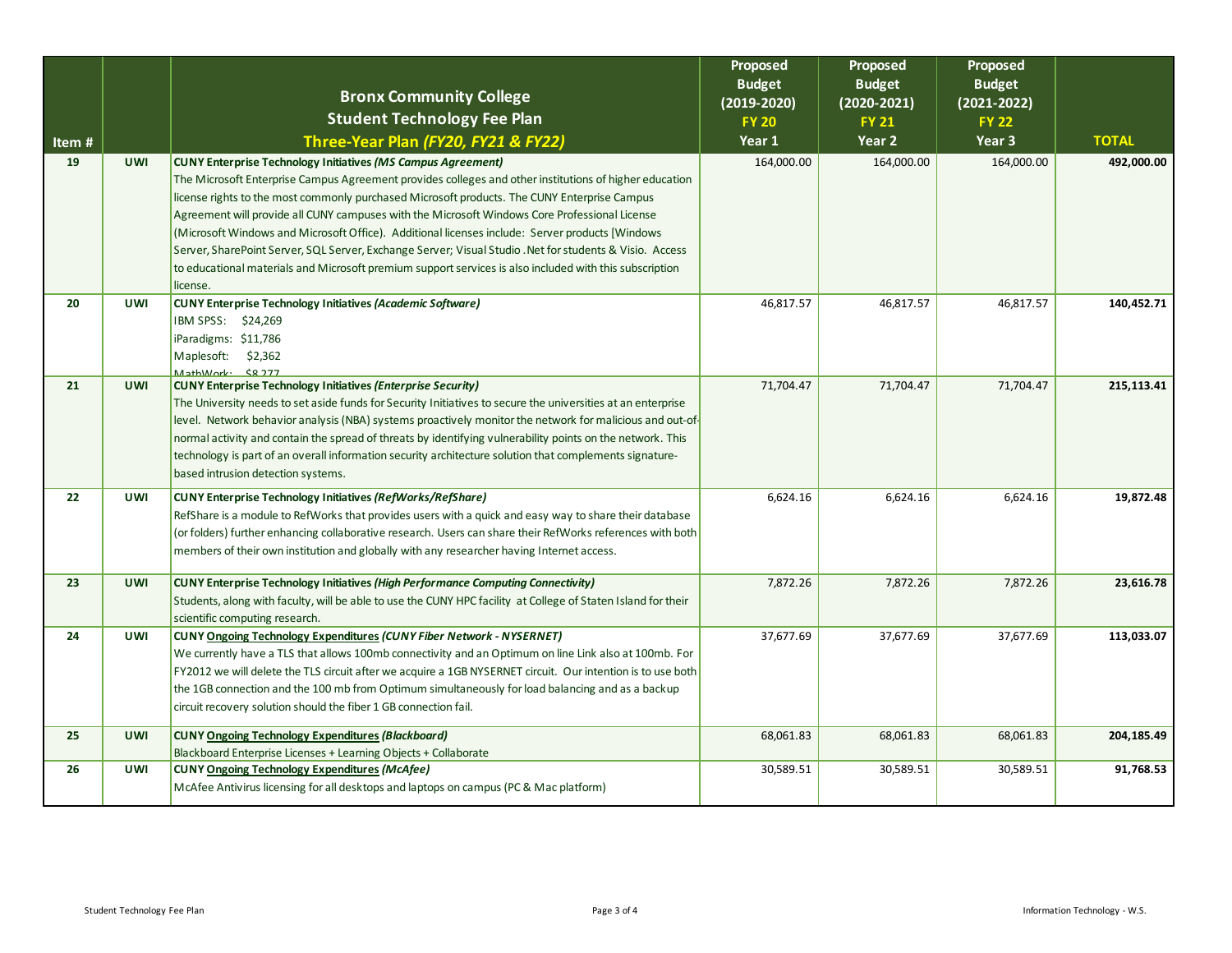| Item # | | Bronx Community College<br>Student Technology Fee Plan<br>Three-Year Plan *(FY20, FY21 & FY22)* | Proposed Budget (2019-2020) FY 20 Year 1 | Proposed Budget (2020-2021) FY 21 Year 2 | Proposed Budget (2021-2022) FY 22 Year 3 | TOTAL |
|---|---|---|---|---|---|---|
| 19 | UWI | **CUNY Enterprise Technology Initiatives *(MS Campus Agreement)***<br>The Microsoft Enterprise Campus Agreement provides colleges and other institutions of higher education license rights to the most commonly purchased Microsoft products. The CUNY Enterprise Campus Agreement will provide all CUNY campuses with the Microsoft Windows Core Professional License (Microsoft Windows and Microsoft Office). Additional licenses include: Server products [Windows Server, SharePoint Server, SQL Server, Exchange Server; Visual Studio .Net for students & Visio. Access to educational materials and Microsoft premium support services is also included with this subscription license. | 164,000.00 | 164,000.00 | 164,000.00 | **492,000.00** |
| 20 | UWI | **CUNY Enterprise Technology Initiatives *(Academic Software)***<br>IBM SPSS: $24,269<br>iParadigms: $11,786<br>Maplesoft: $2,362<br>MathWork: $8,277 | 46,817.57 | 46,817.57 | 46,817.57 | **140,452.71** |
| 21 | UWI | **CUNY Enterprise Technology Initiatives *(Enterprise Security)***<br>The University needs to set aside funds for Security Initiatives to secure the universities at an enterprise level. Network behavior analysis (NBA) systems proactively monitor the network for malicious and out-of-normal activity and contain the spread of threats by identifying vulnerability points on the network. This technology is part of an overall information security architecture solution that complements signature-based intrusion detection systems. | 71,704.47 | 71,704.47 | 71,704.47 | **215,113.41** |
| 22 | UWI | **CUNY Enterprise Technology Initiatives *(RefWorks/RefShare)***<br>RefShare is a module to RefWorks that provides users with a quick and easy way to share their database (or folders) further enhancing collaborative research. Users can share their RefWorks references with both members of their own institution and globally with any researcher having Internet access. | 6,624.16 | 6,624.16 | 6,624.16 | **19,872.48** |
| 23 | UWI | **CUNY Enterprise Technology Initiatives *(High Performance Computing Connectivity)***<br>Students, along with faculty, will be able to use the CUNY HPC facility at College of Staten Island for their scientific computing research. | 7,872.26 | 7,872.26 | 7,872.26 | **23,616.78** |
| 24 | UWI | **CUNY Ongoing Technology Expenditures *(CUNY Fiber Network - NYSERNET)***<br>We currently have a TLS that allows 100mb connectivity and an Optimum on line Link also at 100mb. For FY2012 we will delete the TLS circuit after we acquire a 1GB NYSERNET circuit. Our intention is to use both the 1GB connection and the 100 mb from Optimum simultaneously for load balancing and as a backup circuit recovery solution should the fiber 1 GB connection fail. | 37,677.69 | 37,677.69 | 37,677.69 | **113,033.07** |
| 25 | UWI | **CUNY Ongoing Technology Expenditures *(Blackboard)***<br>Blackboard Enterprise Licenses + Learning Objects + Collaborate | 68,061.83 | 68,061.83 | 68,061.83 | **204,185.49** |
| 26 | UWI | **CUNY Ongoing Technology Expenditures *(McAfee)***<br>McAfee Antivirus licensing for all desktops and laptops on campus (PC & Mac platform) | 30,589.51 | 30,589.51 | 30,589.51 | **91,768.53** |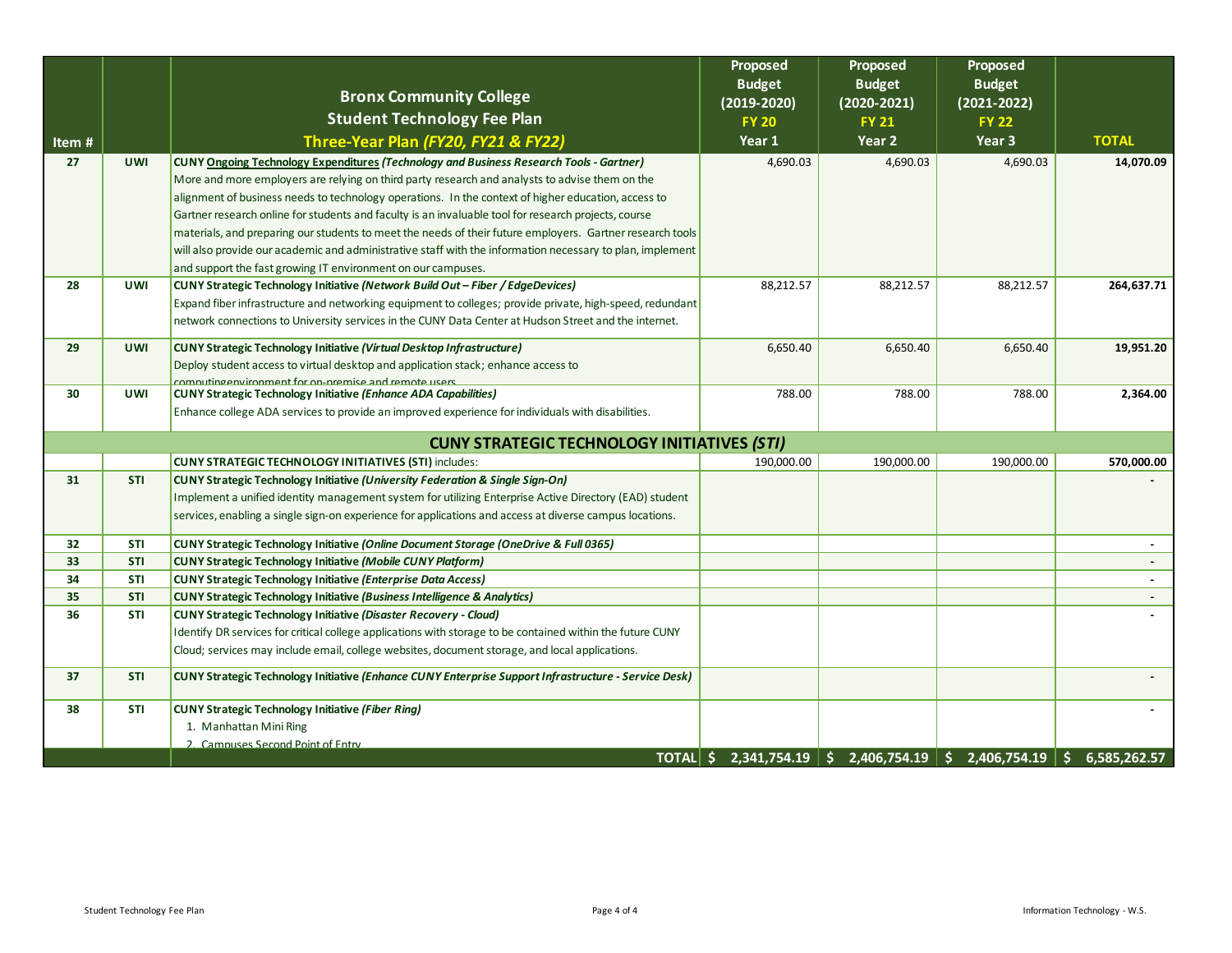| Item # | | Bronx Community College<br>Student Technology Fee Plan<br>Three-Year Plan *(FY20, FY21 & FY22)* | Proposed Budget (2019-2020) FY 20 Year 1 | Proposed Budget (2020-2021) FY 21 Year 2 | Proposed Budget (2021-2022) FY 22 Year 3 | TOTAL |
|---|---|---|---|---|---|---|
| 27 | UWI | **CUNY Ongoing Technology Expenditures *(Technology and Business Research Tools - Gartner)***<br>More and more employers are relying on third party research and analysts to advise them on the alignment of business needs to technology operations. In the context of higher education, access to Gartner research online for students and faculty is an invaluable tool for research projects, course materials, and preparing our students to meet the needs of their future employers. Gartner research tools will also provide our academic and administrative staff with the information necessary to plan, implement and support the fast growing IT environment on our campuses. | 4,690.03 | 4,690.03 | 4,690.03 | **14,070.09** |
| 28 | UWI | **CUNY Strategic Technology Initiative *(Network Build Out – Fiber / EdgeDevices)***<br>Expand fiber infrastructure and networking equipment to colleges; provide private, high-speed, redundant network connections to University services in the CUNY Data Center at Hudson Street and the internet. | 88,212.57 | 88,212.57 | 88,212.57 | **264,637.71** |
| 29 | UWI | **CUNY Strategic Technology Initiative *(Virtual Desktop Infrastructure)***<br>Deploy student access to virtual desktop and application stack; enhance access to computingenvironment for on-premise and remote users | 6,650.40 | 6,650.40 | 6,650.40 | **19,951.20** |
| 30 | UWI | **CUNY Strategic Technology Initiative *(Enhance ADA Capabilities)***<br>Enhance college ADA services to provide an improved experience for individuals with disabilities. | 788.00 | 788.00 | 788.00 | **2,364.00** |
| | | **CUNY STRATEGIC TECHNOLOGY INITIATIVES *(STI)*** | | | | |
| | | **CUNY STRATEGIC TECHNOLOGY INITIATIVES (STI)** includes: | 190,000.00 | 190,000.00 | 190,000.00 | **570,000.00** |
| 31 | STI | **CUNY Strategic Technology Initiative *(University Federation & Single Sign-On)***<br>Implement a unified identity management system for utilizing Enterprise Active Directory (EAD) student services, enabling a single sign-on experience for applications and access at diverse campus locations. | | | | - |
| 32 | STI | **CUNY Strategic Technology Initiative *(Online Document Storage (OneDrive & Full 0365)*** | | | | - |
| 33 | STI | **CUNY Strategic Technology Initiative *(Mobile CUNY Platform)*** | | | | - |
| 34 | STI | **CUNY Strategic Technology Initiative *(Enterprise Data Access)*** | | | | - |
| 35 | STI | **CUNY Strategic Technology Initiative *(Business Intelligence & Analytics)*** | | | | - |
| 36 | STI | **CUNY Strategic Technology Initiative *(Disaster Recovery - Cloud)***<br>Identify DR services for critical college applications with storage to be contained within the future CUNY Cloud; services may include email, college websites, document storage, and local applications. | | | | - |
| 37 | STI | **CUNY Strategic Technology Initiative *(Enhance CUNY Enterprise Support Infrastructure - Service Desk)*** | | | | - |
| 38 | STI | **CUNY Strategic Technology Initiative *(Fiber Ring)***<br>1. Manhattan Mini Ring<br>2. Campuses Second Point of Entry | | | | - |
| | | **TOTAL** | **$ 2,341,754.19** | **$ 2,406,754.19** | **$ 2,406,754.19** | **$ 6,585,262.57** |